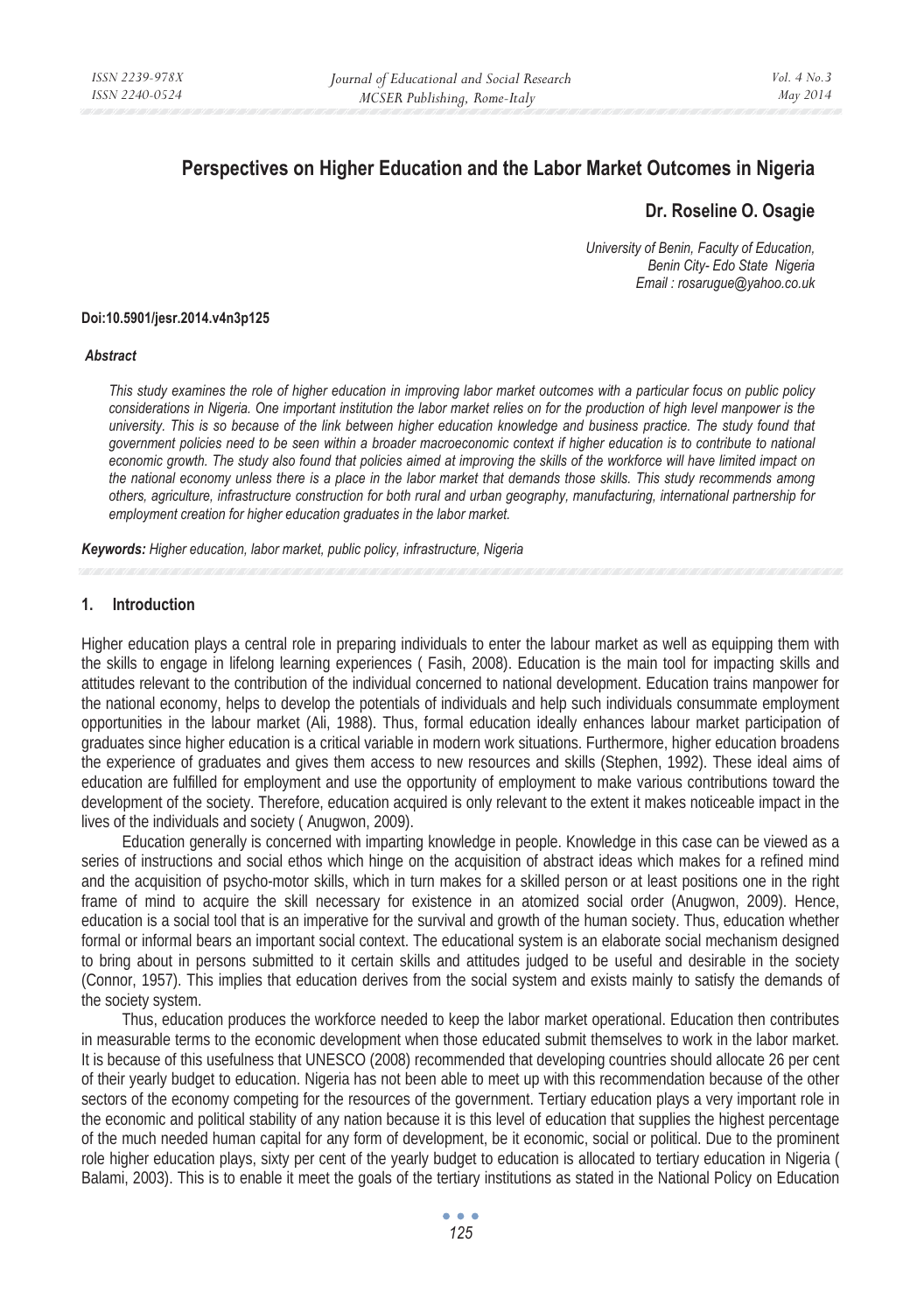# Perspectives on Higher Education and the Labor Market Outcomes in Nigeria

**Dr. Roseline O. Osagie**

*University of Benin, Faculty of Education,*
*Benin City- Edo State Nigeria*
*Email : rosarugue@yahoo.co.uk*

**Doi:10.5901/jesr.2014.v4n3p125**

***Abstract***

*This study examines the role of higher education in improving labor market outcomes with a particular focus on public policy considerations in Nigeria. One important institution the labor market relies on for the production of high level manpower is the university. This is so because of the link between higher education knowledge and business practice. The study found that government policies need to be seen within a broader macroeconomic context if higher education is to contribute to national economic growth. The study also found that policies aimed at improving the skills of the workforce will have limited impact on the national economy unless there is a place in the labor market that demands those skills. This study recommends among others, agriculture, infrastructure construction for both rural and urban geography, manufacturing, international partnership for employment creation for higher education graduates in the labor market.*

***Keywords:*** *Higher education, labor market, public policy, infrastructure, Nigeria*

## 1. Introduction

Higher education plays a central role in preparing individuals to enter the labour market as well as equipping them with the skills to engage in lifelong learning experiences ( Fasih, 2008). Education is the main tool for impacting skills and attitudes relevant to the contribution of the individual concerned to national development. Education trains manpower for the national economy, helps to develop the potentials of individuals and help such individuals consummate employment opportunities in the labour market (Ali, 1988). Thus, formal education ideally enhances labour market participation of graduates since higher education is a critical variable in modern work situations. Furthermore, higher education broadens the experience of graduates and gives them access to new resources and skills (Stephen, 1992). These ideal aims of education are fulfilled for employment and use the opportunity of employment to make various contributions toward the development of the society. Therefore, education acquired is only relevant to the extent it makes noticeable impact in the lives of the individuals and society ( Anugwon, 2009).

Education generally is concerned with imparting knowledge in people. Knowledge in this case can be viewed as a series of instructions and social ethos which hinge on the acquisition of abstract ideas which makes for a refined mind and the acquisition of psycho-motor skills, which in turn makes for a skilled person or at least positions one in the right frame of mind to acquire the skill necessary for existence in an atomized social order (Anugwon, 2009). Hence, education is a social tool that is an imperative for the survival and growth of the human society. Thus, education whether formal or informal bears an important social context. The educational system is an elaborate social mechanism designed to bring about in persons submitted to it certain skills and attitudes judged to be useful and desirable in the society (Connor, 1957). This implies that education derives from the social system and exists mainly to satisfy the demands of the society system.

Thus, education produces the workforce needed to keep the labor market operational. Education then contributes in measurable terms to the economic development when those educated submit themselves to work in the labor market. It is because of this usefulness that UNESCO (2008) recommended that developing countries should allocate 26 per cent of their yearly budget to education. Nigeria has not been able to meet up with this recommendation because of the other sectors of the economy competing for the resources of the government. Tertiary education plays a very important role in the economic and political stability of any nation because it is this level of education that supplies the highest percentage of the much needed human capital for any form of development, be it economic, social or political. Due to the prominent role higher education plays, sixty per cent of the yearly budget to education is allocated to tertiary education in Nigeria ( Balami, 2003). This is to enable it meet the goals of the tertiary institutions as stated in the National Policy on Education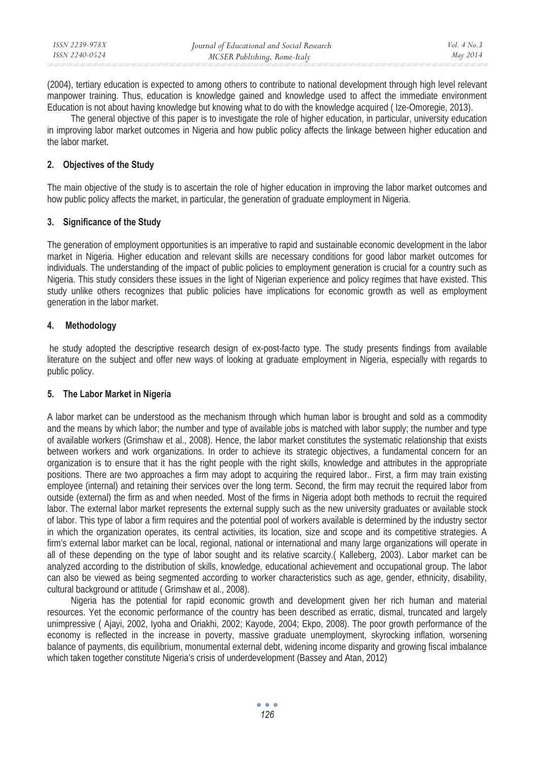(2004), tertiary education is expected to among others to contribute to national development through high level relevant manpower training. Thus, education is knowledge gained and knowledge used to affect the immediate environment Education is not about having knowledge but knowing what to do with the knowledge acquired ( Ize-Omoregie, 2013).

The general objective of this paper is to investigate the role of higher education, in particular, university education in improving labor market outcomes in Nigeria and how public policy affects the linkage between higher education and the labor market.

## 2. Objectives of the Study

The main objective of the study is to ascertain the role of higher education in improving the labor market outcomes and how public policy affects the market, in particular, the generation of graduate employment in Nigeria.

## 3. Significance of the Study

The generation of employment opportunities is an imperative to rapid and sustainable economic development in the labor market in Nigeria. Higher education and relevant skills are necessary conditions for good labor market outcomes for individuals. The understanding of the impact of public policies to employment generation is crucial for a country such as Nigeria. This study considers these issues in the light of Nigerian experience and policy regimes that have existed. This study unlike others recognizes that public policies have implications for economic growth as well as employment generation in the labor market.

## 4. Methodology

he study adopted the descriptive research design of ex-post-facto type. The study presents findings from available literature on the subject and offer new ways of looking at graduate employment in Nigeria, especially with regards to public policy.

## 5. The Labor Market in Nigeria

A labor market can be understood as the mechanism through which human labor is brought and sold as a commodity and the means by which labor; the number and type of available jobs is matched with labor supply; the number and type of available workers (Grimshaw et al., 2008). Hence, the labor market constitutes the systematic relationship that exists between workers and work organizations. In order to achieve its strategic objectives, a fundamental concern for an organization is to ensure that it has the right people with the right skills, knowledge and attributes in the appropriate positions. There are two approaches a firm may adopt to acquiring the required labor.. First, a firm may train existing employee (internal) and retaining their services over the long term. Second, the firm may recruit the required labor from outside (external) the firm as and when needed. Most of the firms in Nigeria adopt both methods to recruit the required labor. The external labor market represents the external supply such as the new university graduates or available stock of labor. This type of labor a firm requires and the potential pool of workers available is determined by the industry sector in which the organization operates, its central activities, its location, size and scope and its competitive strategies. A firm's external labor market can be local, regional, national or international and many large organizations will operate in all of these depending on the type of labor sought and its relative scarcity.( Kalleberg, 2003). Labor market can be analyzed according to the distribution of skills, knowledge, educational achievement and occupational group. The labor can also be viewed as being segmented according to worker characteristics such as age, gender, ethnicity, disability, cultural background or attitude ( Grimshaw et al., 2008).

Nigeria has the potential for rapid economic growth and development given her rich human and material resources. Yet the economic performance of the country has been described as erratic, dismal, truncated and largely unimpressive ( Ajayi, 2002, Iyoha and Oriakhi, 2002; Kayode, 2004; Ekpo, 2008). The poor growth performance of the economy is reflected in the increase in poverty, massive graduate unemployment, skyrocking inflation, worsening balance of payments, dis equilibrium, monumental external debt, widening income disparity and growing fiscal imbalance which taken together constitute Nigeria's crisis of underdevelopment (Bassey and Atan, 2012)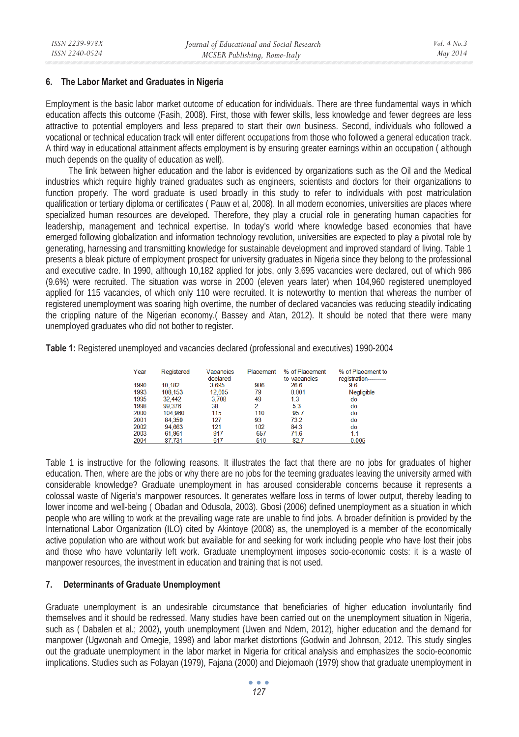## 6. The Labor Market and Graduates in Nigeria

Employment is the basic labor market outcome of education for individuals. There are three fundamental ways in which education affects this outcome (Fasih, 2008). First, those with fewer skills, less knowledge and fewer degrees are less attractive to potential employers and less prepared to start their own business. Second, individuals who followed a vocational or technical education track will enter different occupations from those who followed a general education track. A third way in educational attainment affects employment is by ensuring greater earnings within an occupation ( although much depends on the quality of education as well).

The link between higher education and the labor is evidenced by organizations such as the Oil and the Medical industries which require highly trained graduates such as engineers, scientists and doctors for their organizations to function properly. The word graduate is used broadly in this study to refer to individuals with post matriculation qualification or tertiary diploma or certificates ( Pauw et al, 2008). In all modern economies, universities are places where specialized human resources are developed. Therefore, they play a crucial role in generating human capacities for leadership, management and technical expertise. In today's world where knowledge based economies that have emerged following globalization and information technology revolution, universities are expected to play a pivotal role by generating, harnessing and transmitting knowledge for sustainable development and improved standard of living. Table 1 presents a bleak picture of employment prospect for university graduates in Nigeria since they belong to the professional and executive cadre. In 1990, although 10,182 applied for jobs, only 3,695 vacancies were declared, out of which 986 (9.6%) were recruited. The situation was worse in 2000 (eleven years later) when 104,960 registered unemployed applied for 115 vacancies, of which only 110 were recruited. It is noteworthy to mention that whereas the number of registered unemployment was soaring high overtime, the number of declared vacancies was reducing steadily indicating the crippling nature of the Nigerian economy.( Bassey and Atan, 2012). It should be noted that there were many unemployed graduates who did not bother to register.

**Table 1:** Registered unemployed and vacancies declared (professional and executives) 1990-2004

| Year | Registered | Vacancies declared | Placement | % of Placement to vacancies | % of Placement to registration--------- |
|---|---|---|---|---|---|
| 1990 | 10,182 | 3,695 | 986 | 26.6 | 9.6 |
| 1993 | 108,153 | 12,605 | 79 | 0.001 | Negligible |
| 1995 | 32,442 | 3,708 | 49 | 1.3 | do |
| 1998 | 99,376 | 38 | 2 | 5.3 | do |
| 2000 | 104,960 | 115 | 110 | 95.7 | do |
| 2001 | 84,359 | 127 | 93 | 73.2 | do |
| 2002 | 94,663 | 121 | 102 | 84.3 | do |
| 2003 | 61,961 | 917 | 657 | 71.6 | 1.1 |
| 2004 | 87,731 | 617 | 510 | 82.7 | 0.005 |

Table 1 is instructive for the following reasons. It illustrates the fact that there are no jobs for graduates of higher education. Then, where are the jobs or why there are no jobs for the teeming graduates leaving the university armed with considerable knowledge? Graduate unemployment in has aroused considerable concerns because it represents a colossal waste of Nigeria's manpower resources. It generates welfare loss in terms of lower output, thereby leading to lower income and well-being ( Obadan and Odusola, 2003). Gbosi (2006) defined unemployment as a situation in which people who are willing to work at the prevailing wage rate are unable to find jobs. A broader definition is provided by the International Labor Organization (ILO) cited by Akintoye (2008) as, the unemployed is a member of the economically active population who are without work but available for and seeking for work including people who have lost their jobs and those who have voluntarily left work. Graduate unemployment imposes socio-economic costs: it is a waste of manpower resources, the investment in education and training that is not used.

## 7. Determinants of Graduate Unemployment

Graduate unemployment is an undesirable circumstance that beneficiaries of higher education involuntarily find themselves and it should be redressed. Many studies have been carried out on the unemployment situation in Nigeria, such as ( Dabalen et al.; 2002), youth unemployment (Uwen and Ndem, 2012), higher education and the demand for manpower (Ugwonah and Omegie, 1998) and labor market distortions (Godwin and Johnson, 2012. This study singles out the graduate unemployment in the labor market in Nigeria for critical analysis and emphasizes the socio-economic implications. Studies such as Folayan (1979), Fajana (2000) and Diejomaoh (1979) show that graduate unemployment in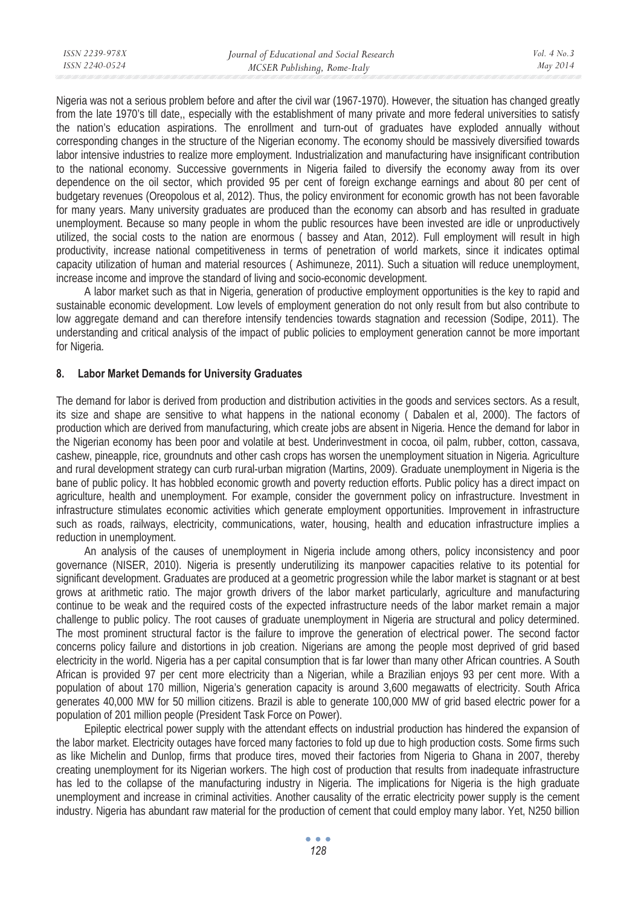Nigeria was not a serious problem before and after the civil war (1967-1970). However, the situation has changed greatly from the late 1970's till date,, especially with the establishment of many private and more federal universities to satisfy the nation's education aspirations. The enrollment and turn-out of graduates have exploded annually without corresponding changes in the structure of the Nigerian economy. The economy should be massively diversified towards labor intensive industries to realize more employment. Industrialization and manufacturing have insignificant contribution to the national economy. Successive governments in Nigeria failed to diversify the economy away from its over dependence on the oil sector, which provided 95 per cent of foreign exchange earnings and about 80 per cent of budgetary revenues (Oreopolous et al, 2012). Thus, the policy environment for economic growth has not been favorable for many years. Many university graduates are produced than the economy can absorb and has resulted in graduate unemployment. Because so many people in whom the public resources have been invested are idle or unproductively utilized, the social costs to the nation are enormous ( bassey and Atan, 2012). Full employment will result in high productivity, increase national competitiveness in terms of penetration of world markets, since it indicates optimal capacity utilization of human and material resources ( Ashimuneze, 2011). Such a situation will reduce unemployment, increase income and improve the standard of living and socio-economic development.

A labor market such as that in Nigeria, generation of productive employment opportunities is the key to rapid and sustainable economic development. Low levels of employment generation do not only result from but also contribute to low aggregate demand and can therefore intensify tendencies towards stagnation and recession (Sodipe, 2011). The understanding and critical analysis of the impact of public policies to employment generation cannot be more important for Nigeria.

## 8. Labor Market Demands for University Graduates

The demand for labor is derived from production and distribution activities in the goods and services sectors. As a result, its size and shape are sensitive to what happens in the national economy ( Dabalen et al, 2000). The factors of production which are derived from manufacturing, which create jobs are absent in Nigeria. Hence the demand for labor in the Nigerian economy has been poor and volatile at best. Underinvestment in cocoa, oil palm, rubber, cotton, cassava, cashew, pineapple, rice, groundnuts and other cash crops has worsen the unemployment situation in Nigeria. Agriculture and rural development strategy can curb rural-urban migration (Martins, 2009). Graduate unemployment in Nigeria is the bane of public policy. It has hobbled economic growth and poverty reduction efforts. Public policy has a direct impact on agriculture, health and unemployment. For example, consider the government policy on infrastructure. Investment in infrastructure stimulates economic activities which generate employment opportunities. Improvement in infrastructure such as roads, railways, electricity, communications, water, housing, health and education infrastructure implies a reduction in unemployment.

An analysis of the causes of unemployment in Nigeria include among others, policy inconsistency and poor governance (NISER, 2010). Nigeria is presently underutilizing its manpower capacities relative to its potential for significant development. Graduates are produced at a geometric progression while the labor market is stagnant or at best grows at arithmetic ratio. The major growth drivers of the labor market particularly, agriculture and manufacturing continue to be weak and the required costs of the expected infrastructure needs of the labor market remain a major challenge to public policy. The root causes of graduate unemployment in Nigeria are structural and policy determined. The most prominent structural factor is the failure to improve the generation of electrical power. The second factor concerns policy failure and distortions in job creation. Nigerians are among the people most deprived of grid based electricity in the world. Nigeria has a per capital consumption that is far lower than many other African countries. A South African is provided 97 per cent more electricity than a Nigerian, while a Brazilian enjoys 93 per cent more. With a population of about 170 million, Nigeria's generation capacity is around 3,600 megawatts of electricity. South Africa generates 40,000 MW for 50 million citizens. Brazil is able to generate 100,000 MW of grid based electric power for a population of 201 million people (President Task Force on Power).

Epileptic electrical power supply with the attendant effects on industrial production has hindered the expansion of the labor market. Electricity outages have forced many factories to fold up due to high production costs. Some firms such as like Michelin and Dunlop, firms that produce tires, moved their factories from Nigeria to Ghana in 2007, thereby creating unemployment for its Nigerian workers. The high cost of production that results from inadequate infrastructure has led to the collapse of the manufacturing industry in Nigeria. The implications for Nigeria is the high graduate unemployment and increase in criminal activities. Another causality of the erratic electricity power supply is the cement industry. Nigeria has abundant raw material for the production of cement that could employ many labor. Yet, N250 billion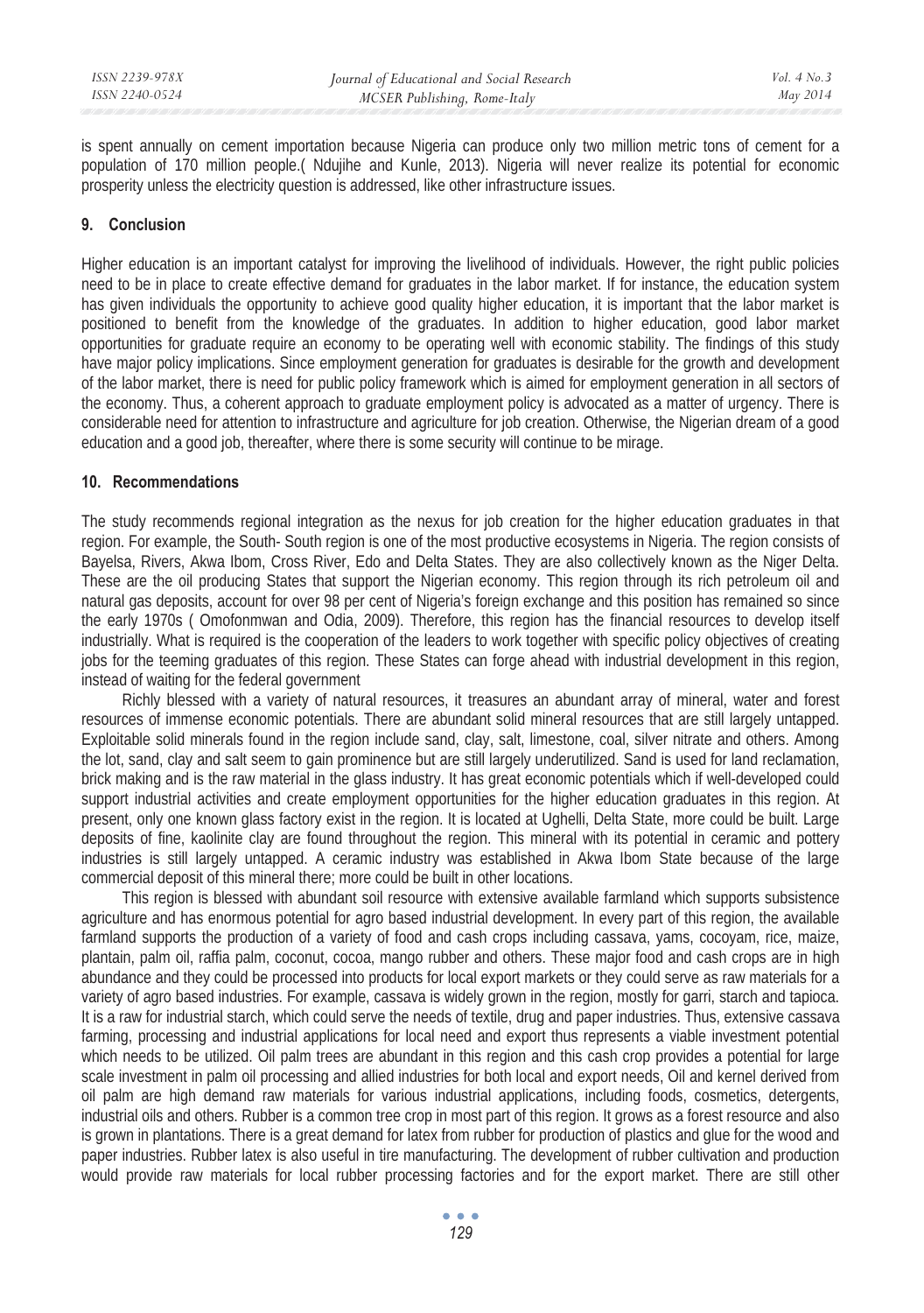is spent annually on cement importation because Nigeria can produce only two million metric tons of cement for a population of 170 million people.( Ndujihe and Kunle, 2013). Nigeria will never realize its potential for economic prosperity unless the electricity question is addressed, like other infrastructure issues.

## 9. Conclusion

Higher education is an important catalyst for improving the livelihood of individuals. However, the right public policies need to be in place to create effective demand for graduates in the labor market. If for instance, the education system has given individuals the opportunity to achieve good quality higher education, it is important that the labor market is positioned to benefit from the knowledge of the graduates. In addition to higher education, good labor market opportunities for graduate require an economy to be operating well with economic stability. The findings of this study have major policy implications. Since employment generation for graduates is desirable for the growth and development of the labor market, there is need for public policy framework which is aimed for employment generation in all sectors of the economy. Thus, a coherent approach to graduate employment policy is advocated as a matter of urgency. There is considerable need for attention to infrastructure and agriculture for job creation. Otherwise, the Nigerian dream of a good education and a good job, thereafter, where there is some security will continue to be mirage.

## 10. Recommendations

The study recommends regional integration as the nexus for job creation for the higher education graduates in that region. For example, the South- South region is one of the most productive ecosystems in Nigeria. The region consists of Bayelsa, Rivers, Akwa Ibom, Cross River, Edo and Delta States. They are also collectively known as the Niger Delta. These are the oil producing States that support the Nigerian economy. This region through its rich petroleum oil and natural gas deposits, account for over 98 per cent of Nigeria's foreign exchange and this position has remained so since the early 1970s ( Omofonmwan and Odia, 2009). Therefore, this region has the financial resources to develop itself industrially. What is required is the cooperation of the leaders to work together with specific policy objectives of creating jobs for the teeming graduates of this region. These States can forge ahead with industrial development in this region, instead of waiting for the federal government

Richly blessed with a variety of natural resources, it treasures an abundant array of mineral, water and forest resources of immense economic potentials. There are abundant solid mineral resources that are still largely untapped. Exploitable solid minerals found in the region include sand, clay, salt, limestone, coal, silver nitrate and others. Among the lot, sand, clay and salt seem to gain prominence but are still largely underutilized. Sand is used for land reclamation, brick making and is the raw material in the glass industry. It has great economic potentials which if well-developed could support industrial activities and create employment opportunities for the higher education graduates in this region. At present, only one known glass factory exist in the region. It is located at Ughelli, Delta State, more could be built. Large deposits of fine, kaolinite clay are found throughout the region. This mineral with its potential in ceramic and pottery industries is still largely untapped. A ceramic industry was established in Akwa Ibom State because of the large commercial deposit of this mineral there; more could be built in other locations.

This region is blessed with abundant soil resource with extensive available farmland which supports subsistence agriculture and has enormous potential for agro based industrial development. In every part of this region, the available farmland supports the production of a variety of food and cash crops including cassava, yams, cocoyam, rice, maize, plantain, palm oil, raffia palm, coconut, cocoa, mango rubber and others. These major food and cash crops are in high abundance and they could be processed into products for local export markets or they could serve as raw materials for a variety of agro based industries. For example, cassava is widely grown in the region, mostly for garri, starch and tapioca. It is a raw for industrial starch, which could serve the needs of textile, drug and paper industries. Thus, extensive cassava farming, processing and industrial applications for local need and export thus represents a viable investment potential which needs to be utilized. Oil palm trees are abundant in this region and this cash crop provides a potential for large scale investment in palm oil processing and allied industries for both local and export needs, Oil and kernel derived from oil palm are high demand raw materials for various industrial applications, including foods, cosmetics, detergents, industrial oils and others. Rubber is a common tree crop in most part of this region. It grows as a forest resource and also is grown in plantations. There is a great demand for latex from rubber for production of plastics and glue for the wood and paper industries. Rubber latex is also useful in tire manufacturing. The development of rubber cultivation and production would provide raw materials for local rubber processing factories and for the export market. There are still other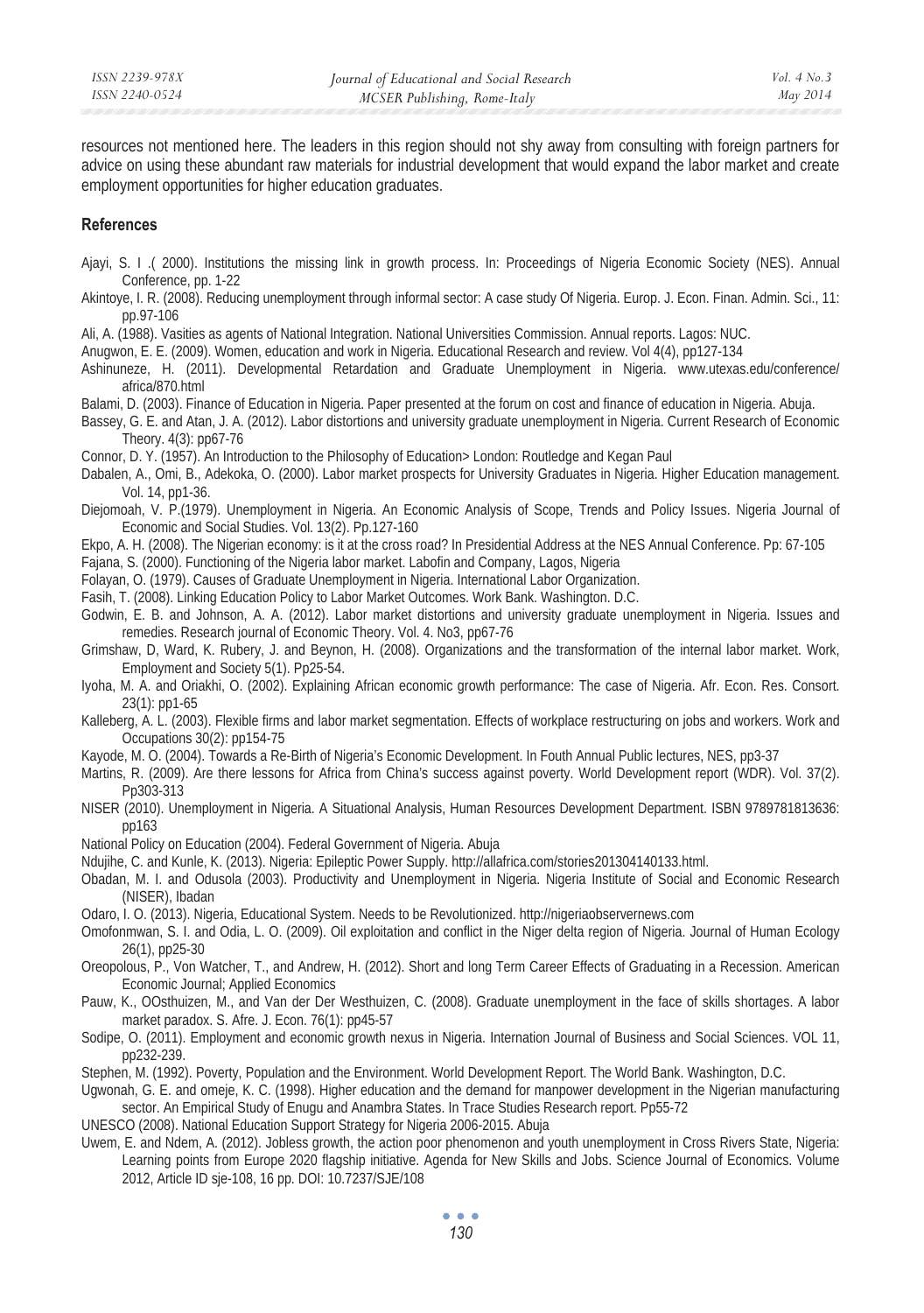resources not mentioned here. The leaders in this region should not shy away from consulting with foreign partners for advice on using these abundant raw materials for industrial development that would expand the labor market and create employment opportunities for higher education graduates.

### References

Ajayi, S. I .( 2000). Institutions the missing link in growth process. In: Proceedings of Nigeria Economic Society (NES). Annual Conference, pp. 1-22

Akintoye, I. R. (2008). Reducing unemployment through informal sector: A case study Of Nigeria. Europ. J. Econ. Finan. Admin. Sci., 11: pp.97-106

Ali, A. (1988). Vasities as agents of National Integration. National Universities Commission. Annual reports. Lagos: NUC.

Anugwon, E. E. (2009). Women, education and work in Nigeria. Educational Research and review. Vol 4(4), pp127-134

Ashinuneze, H. (2011). Developmental Retardation and Graduate Unemployment in Nigeria. www.utexas.edu/conference/africa/870.html

Balami, D. (2003). Finance of Education in Nigeria. Paper presented at the forum on cost and finance of education in Nigeria. Abuja.

Bassey, G. E. and Atan, J. A. (2012). Labor distortions and university graduate unemployment in Nigeria. Current Research of Economic Theory. 4(3): pp67-76

Connor, D. Y. (1957). An Introduction to the Philosophy of Education> London: Routledge and Kegan Paul

Dabalen, A., Omi, B., Adekoka, O. (2000). Labor market prospects for University Graduates in Nigeria. Higher Education management. Vol. 14, pp1-36.

Diejomoah, V. P.(1979). Unemployment in Nigeria. An Economic Analysis of Scope, Trends and Policy Issues. Nigeria Journal of Economic and Social Studies. Vol. 13(2). Pp.127-160

Ekpo, A. H. (2008). The Nigerian economy: is it at the cross road? In Presidential Address at the NES Annual Conference. Pp: 67-105

Fajana, S. (2000). Functioning of the Nigeria labor market. Labofin and Company, Lagos, Nigeria

Folayan, O. (1979). Causes of Graduate Unemployment in Nigeria. International Labor Organization.

Fasih, T. (2008). Linking Education Policy to Labor Market Outcomes. Work Bank. Washington. D.C.

Godwin, E. B. and Johnson, A. A. (2012). Labor market distortions and university graduate unemployment in Nigeria. Issues and remedies. Research journal of Economic Theory. Vol. 4. No3, pp67-76

Grimshaw, D, Ward, K. Rubery, J. and Beynon, H. (2008). Organizations and the transformation of the internal labor market. Work, Employment and Society 5(1). Pp25-54.

Iyoha, M. A. and Oriakhi, O. (2002). Explaining African economic growth performance: The case of Nigeria. Afr. Econ. Res. Consort. 23(1): pp1-65

Kalleberg, A. L. (2003). Flexible firms and labor market segmentation. Effects of workplace restructuring on jobs and workers. Work and Occupations 30(2): pp154-75

Kayode, M. O. (2004). Towards a Re-Birth of Nigeria's Economic Development. In Fouth Annual Public lectures, NES, pp3-37

Martins, R. (2009). Are there lessons for Africa from China's success against poverty. World Development report (WDR). Vol. 37(2). Pp303-313

NISER (2010). Unemployment in Nigeria. A Situational Analysis, Human Resources Development Department. ISBN 9789781813636: pp163

National Policy on Education (2004). Federal Government of Nigeria. Abuja

Ndujihe, C. and Kunle, K. (2013). Nigeria: Epileptic Power Supply. http://allafrica.com/stories201304140133.html.

Obadan, M. I. and Odusola (2003). Productivity and Unemployment in Nigeria. Nigeria Institute of Social and Economic Research (NISER), Ibadan

Odaro, I. O. (2013). Nigeria, Educational System. Needs to be Revolutionized. http://nigeriaobservernews.com

Omofonmwan, S. I. and Odia, L. O. (2009). Oil exploitation and conflict in the Niger delta region of Nigeria. Journal of Human Ecology 26(1), pp25-30

Oreopolous, P., Von Watcher, T., and Andrew, H. (2012). Short and long Term Career Effects of Graduating in a Recession. American Economic Journal; Applied Economics

Pauw, K., OOsthuizen, M., and Van der Der Westhuizen, C. (2008). Graduate unemployment in the face of skills shortages. A labor market paradox. S. Afre. J. Econ. 76(1): pp45-57

Sodipe, O. (2011). Employment and economic growth nexus in Nigeria. Internation Journal of Business and Social Sciences. VOL 11, pp232-239.

Stephen, M. (1992). Poverty, Population and the Environment. World Development Report. The World Bank. Washington, D.C.

Ugwonah, G. E. and omeje, K. C. (1998). Higher education and the demand for manpower development in the Nigerian manufacturing sector. An Empirical Study of Enugu and Anambra States. In Trace Studies Research report. Pp55-72

UNESCO (2008). National Education Support Strategy for Nigeria 2006-2015. Abuja

Uwem, E. and Ndem, A. (2012). Jobless growth, the action poor phenomenon and youth unemployment in Cross Rivers State, Nigeria: Learning points from Europe 2020 flagship initiative. Agenda for New Skills and Jobs. Science Journal of Economics. Volume 2012, Article ID sje-108, 16 pp. DOI: 10.7237/SJE/108